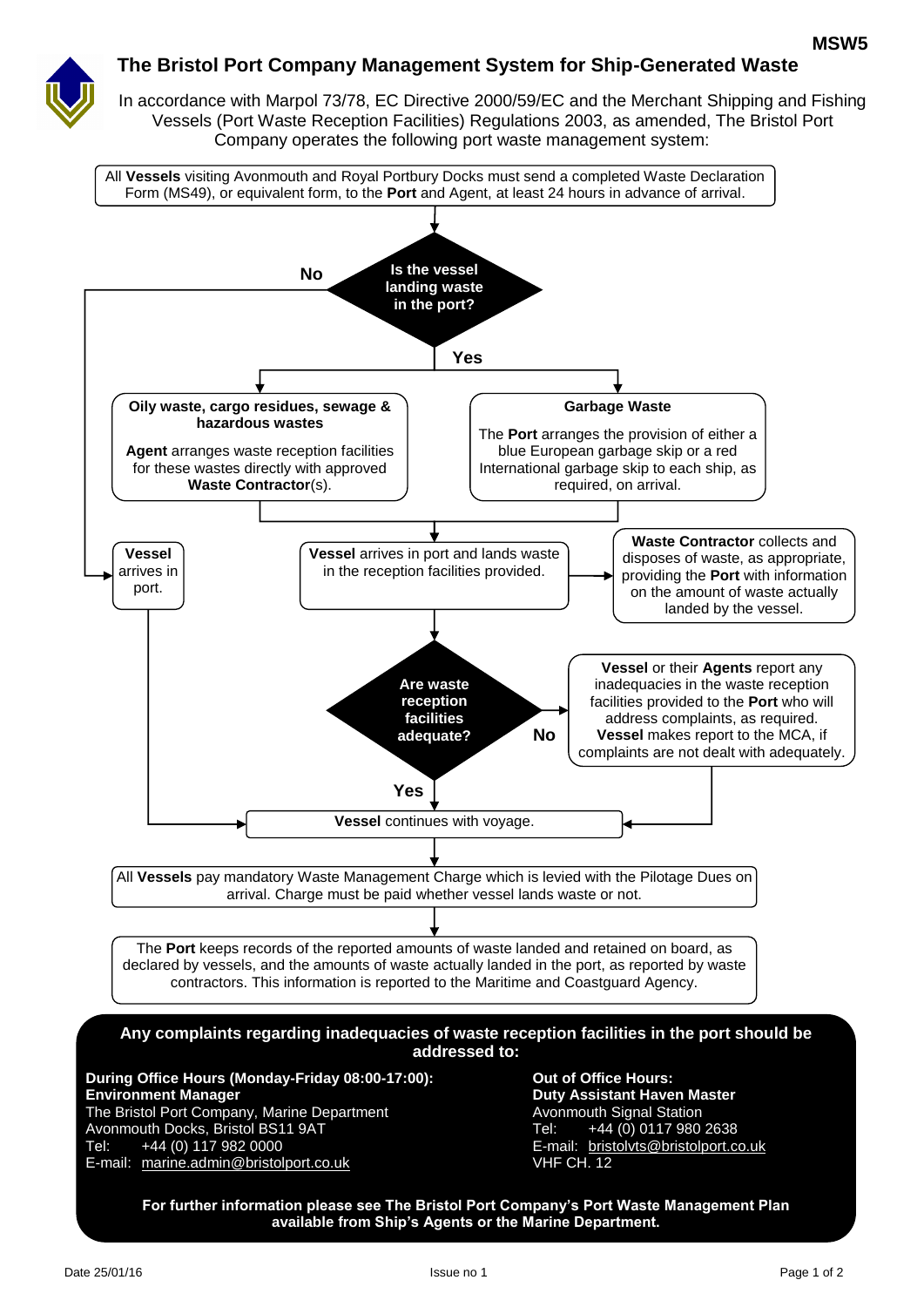MSW5

# The Bristol Port Company Management System for Ship-Generated Waste

In accordance with Marpol 73/78, EC Directive 2000/59/EC and the Merchant Shipping and Fishing Vessels (Port Waste Reception Facilities) Regulations 2003, as amended, The Bristol Port Company operates the following port waste management system:

All **Vessels** visiting Avonmouth and Royal Portbury Docks must send a completed Waste Declaration Form (MS49), or equivalent form, to the **Port** and Agent, at least 24 hours in advance of arrival.

**Is the vessel landing waste in the port?**

**No** → **Vessel** arrives in port. → **Vessel** continues with voyage.

**Yes** →

**Oily waste, cargo residues, sewage & hazardous wastes**

**Agent** arranges waste reception facilities for these wastes directly with approved **Waste Contractor**(s).

**Garbage Waste**

The **Port** arranges the provision of either a blue European garbage skip or a red International garbage skip to each ship, as required, on arrival.

**Vessel** arrives in port and lands waste in the reception facilities provided.

→ **Waste Contractor** collects and disposes of waste, as appropriate, providing the **Port** with information on the amount of waste actually landed by the vessel.

**Are waste reception facilities adequate?**

**No** → **Vessel** or their **Agents** report any inadequacies in the waste reception facilities provided to the **Port** who will address complaints, as required. **Vessel** makes report to the MCA, if complaints are not dealt with adequately. → **Vessel** continues with voyage.

**Yes** → **Vessel** continues with voyage.

All **Vessels** pay mandatory Waste Management Charge which is levied with the Pilotage Dues on arrival. Charge must be paid whether vessel lands waste or not.

The **Port** keeps records of the reported amounts of waste landed and retained on board, as declared by vessels, and the amounts of waste actually landed in the port, as reported by waste contractors. This information is reported to the Maritime and Coastguard Agency.

**Any complaints regarding inadequacies of waste reception facilities in the port should be addressed to:**

**During Office Hours (Monday-Friday 08:00-17:00):**
**Environment Manager**
The Bristol Port Company, Marine Department
Avonmouth Docks, Bristol BS11 9AT
Tel: +44 (0) 117 982 0000
E-mail: marine.admin@bristolport.co.uk

**Out of Office Hours:**
**Duty Assistant Haven Master**
Avonmouth Signal Station
Tel: +44 (0) 0117 980 2638
E-mail: bristolvts@bristolport.co.uk
VHF CH. 12

**For further information please see The Bristol Port Company's Port Waste Management Plan available from Ship's Agents or the Marine Department.**

Date 25/01/16 Issue no 1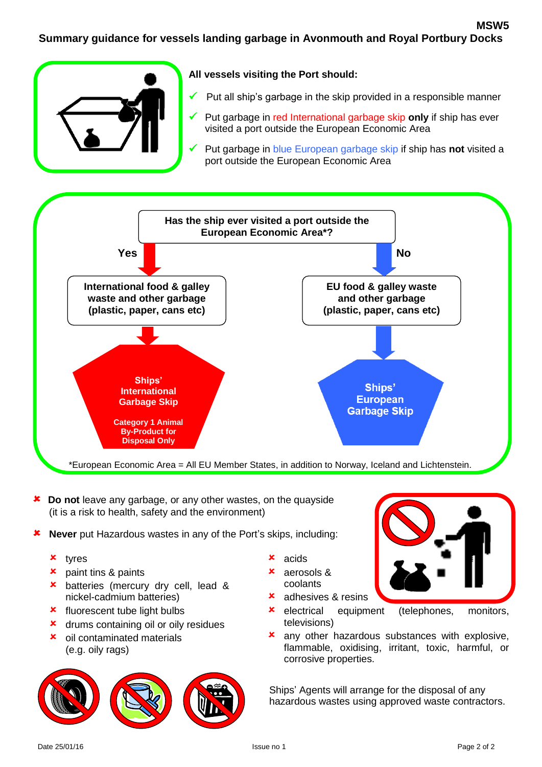MSW5

# Summary guidance for vessels landing garbage in Avonmouth and Royal Portbury Docks

**All vessels visiting the Port should:**

- ✓ Put all ship's garbage in the skip provided in a responsible manner
- ✓ Put garbage in red International garbage skip **only** if ship has ever visited a port outside the European Economic Area
- ✓ Put garbage in blue European garbage skip if ship has **not** visited a port outside the European Economic Area

**Has the ship ever visited a port outside the European Economic Area*?**

**Yes**

**International food & galley waste and other garbage (plastic, paper, cans etc)**

**Ships' International Garbage Skip**

**Category 1 Animal By-Product for Disposal Only**

**No**

**EU food & galley waste and other garbage (plastic, paper, cans etc)**

**Ships' European Garbage Skip**

*European Economic Area = All EU Member States, in addition to Norway, Iceland and Lichtenstein.

- ✘ **Do not** leave any garbage, or any other wastes, on the quayside (it is a risk to health, safety and the environment)
- ✘ **Never** put Hazardous wastes in any of the Port's skips, including:
  - ✘ tyres
  - ✘ paint tins & paints
  - ✘ batteries (mercury dry cell, lead & nickel-cadmium batteries)
  - ✘ fluorescent tube light bulbs
  - ✘ drums containing oil or oily residues
  - ✘ oil contaminated materials (e.g. oily rags)
  - ✘ acids
  - ✘ aerosols & coolants
  - ✘ adhesives & resins
  - ✘ electrical equipment (telephones, monitors, televisions)
  - ✘ any other hazardous substances with explosive, flammable, oxidising, irritant, toxic, harmful, or corrosive properties.

Ships' Agents will arrange for the disposal of any hazardous wastes using approved waste contractors.

Date 25/01/16 Issue no 1